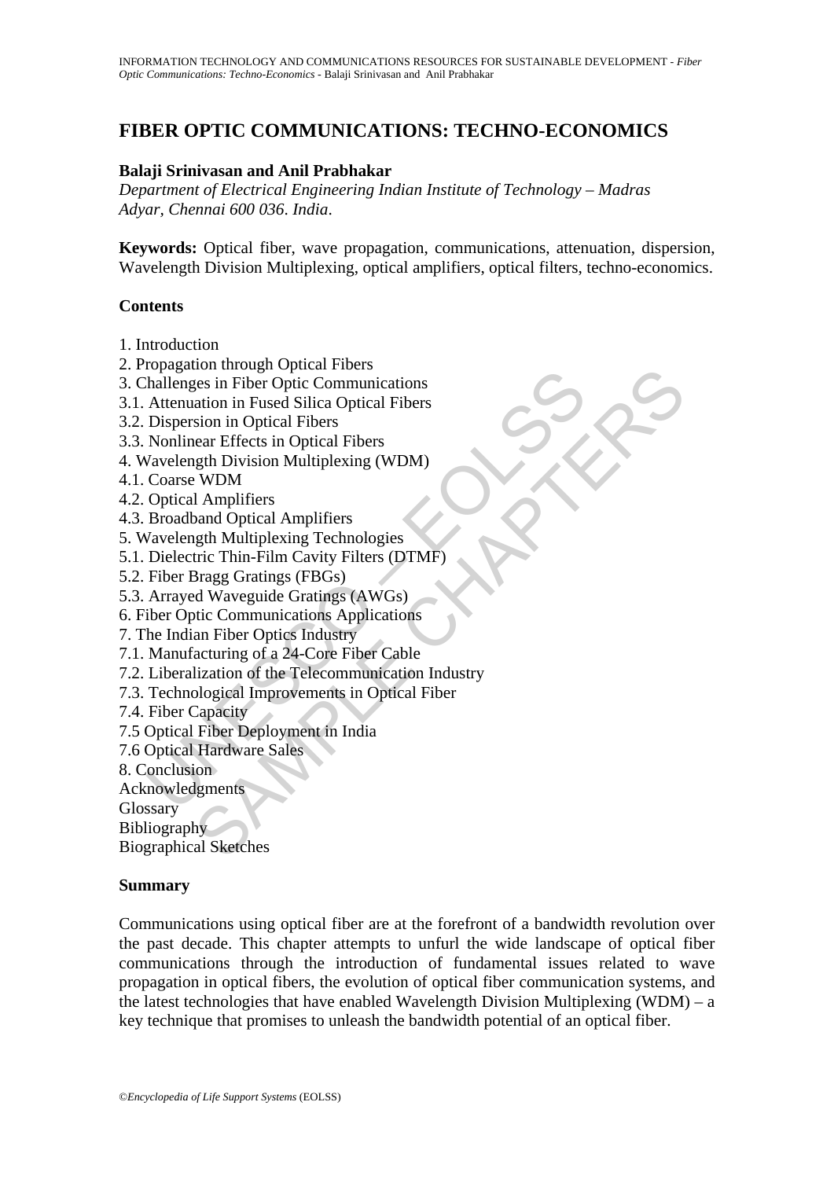# FIBER OPTIC COMMUNICATIONS: TECHNO-ECONOMICS

**Balaji Srinivasan and Anil Prabhakar**

*Department of Electrical Engineering Indian Institute of Technology – Madras Adyar, Chennai 600 036. India.*

**Keywords:** Optical fiber, wave propagation, communications, attenuation, dispersion, Wavelength Division Multiplexing, optical amplifiers, optical filters, techno-economics.

## Contents

1. Introduction
2. Propagation through Optical Fibers
3. Challenges in Fiber Optic Communications
3.1. Attenuation in Fused Silica Optical Fibers
3.2. Dispersion in Optical Fibers
3.3. Nonlinear Effects in Optical Fibers
4. Wavelength Division Multiplexing (WDM)
4.1. Coarse WDM
4.2. Optical Amplifiers
4.3. Broadband Optical Amplifiers
5. Wavelength Multiplexing Technologies
5.1. Dielectric Thin-Film Cavity Filters (DTMF)
5.2. Fiber Bragg Gratings (FBGs)
5.3. Arrayed Waveguide Gratings (AWGs)
6. Fiber Optic Communications Applications
7. The Indian Fiber Optics Industry
7.1. Manufacturing of a 24-Core Fiber Cable
7.2. Liberalization of the Telecommunication Industry
7.3. Technological Improvements in Optical Fiber
7.4. Fiber Capacity
7.5 Optical Fiber Deployment in India
7.6 Optical Hardware Sales
8. Conclusion
Acknowledgments
Glossary
Bibliography
Biographical Sketches

## Summary

Communications using optical fiber are at the forefront of a bandwidth revolution over the past decade. This chapter attempts to unfurl the wide landscape of optical fiber communications through the introduction of fundamental issues related to wave propagation in optical fibers, the evolution of optical fiber communication systems, and the latest technologies that have enabled Wavelength Division Multiplexing (WDM) – a key technique that promises to unleash the bandwidth potential of an optical fiber.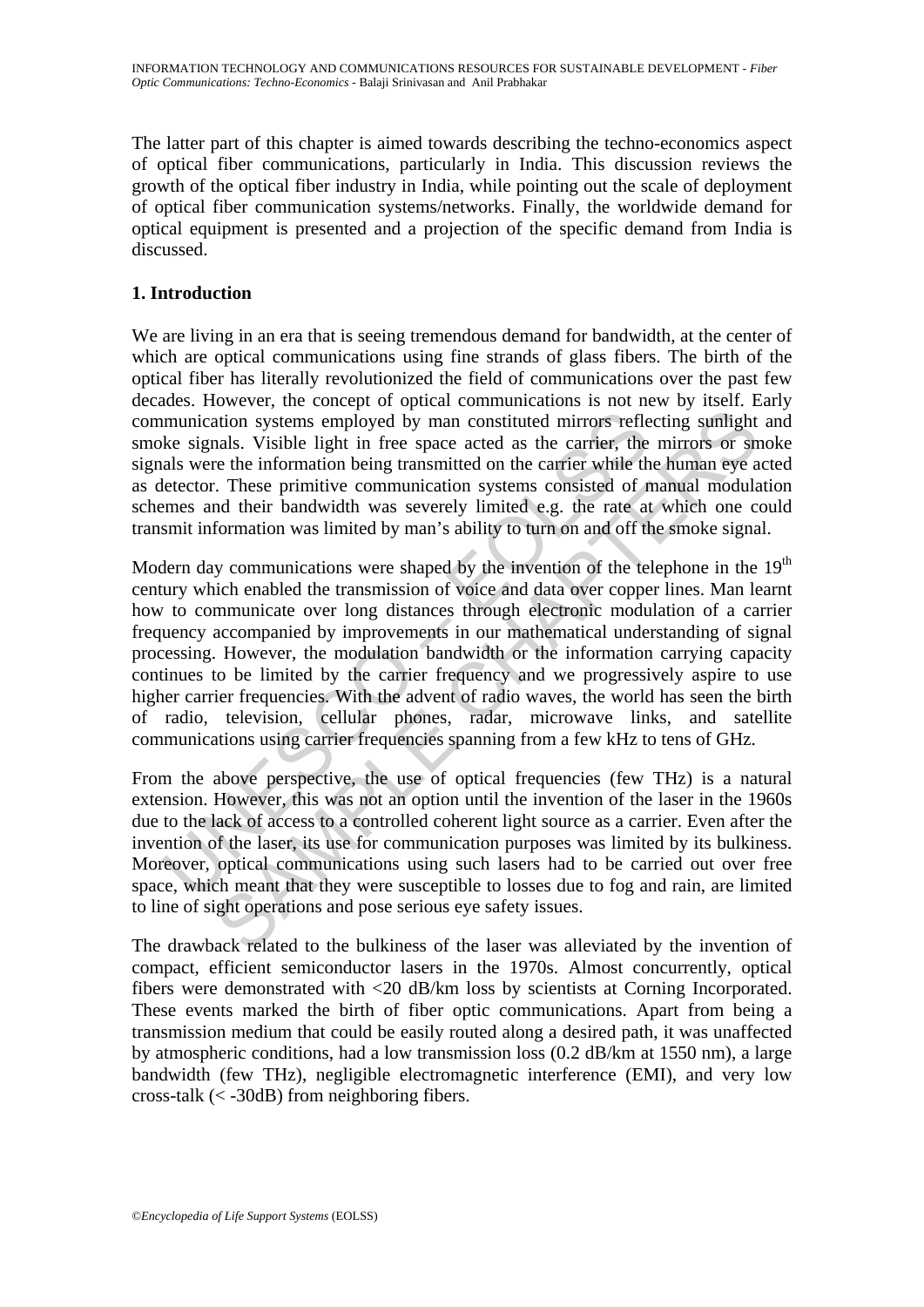The latter part of this chapter is aimed towards describing the techno-economics aspect of optical fiber communications, particularly in India. This discussion reviews the growth of the optical fiber industry in India, while pointing out the scale of deployment of optical fiber communication systems/networks. Finally, the worldwide demand for optical equipment is presented and a projection of the specific demand from India is discussed.

## 1. Introduction

We are living in an era that is seeing tremendous demand for bandwidth, at the center of which are optical communications using fine strands of glass fibers. The birth of the optical fiber has literally revolutionized the field of communications over the past few decades. However, the concept of optical communications is not new by itself. Early communication systems employed by man constituted mirrors reflecting sunlight and smoke signals. Visible light in free space acted as the carrier, the mirrors or smoke signals were the information being transmitted on the carrier while the human eye acted as detector. These primitive communication systems consisted of manual modulation schemes and their bandwidth was severely limited e.g. the rate at which one could transmit information was limited by man's ability to turn on and off the smoke signal.

Modern day communications were shaped by the invention of the telephone in the $19^{th}$ century which enabled the transmission of voice and data over copper lines. Man learnt how to communicate over long distances through electronic modulation of a carrier frequency accompanied by improvements in our mathematical understanding of signal processing. However, the modulation bandwidth or the information carrying capacity continues to be limited by the carrier frequency and we progressively aspire to use higher carrier frequencies. With the advent of radio waves, the world has seen the birth of radio, television, cellular phones, radar, microwave links, and satellite communications using carrier frequencies spanning from a few kHz to tens of GHz.

From the above perspective, the use of optical frequencies (few THz) is a natural extension. However, this was not an option until the invention of the laser in the 1960s due to the lack of access to a controlled coherent light source as a carrier. Even after the invention of the laser, its use for communication purposes was limited by its bulkiness. Moreover, optical communications using such lasers had to be carried out over free space, which meant that they were susceptible to losses due to fog and rain, are limited to line of sight operations and pose serious eye safety issues.

The drawback related to the bulkiness of the laser was alleviated by the invention of compact, efficient semiconductor lasers in the 1970s. Almost concurrently, optical fibers were demonstrated with <20 dB/km loss by scientists at Corning Incorporated. These events marked the birth of fiber optic communications. Apart from being a transmission medium that could be easily routed along a desired path, it was unaffected by atmospheric conditions, had a low transmission loss (0.2 dB/km at 1550 nm), a large bandwidth (few THz), negligible electromagnetic interference (EMI), and very low cross-talk (< -30dB) from neighboring fibers.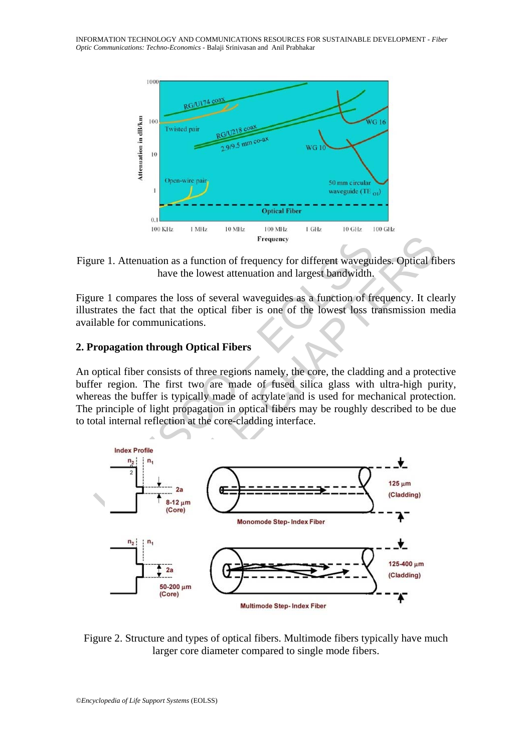Figure 1. Attenuation as a function of frequency for different waveguides. Optical fibers have the lowest attenuation and largest bandwidth.

Figure 1 compares the loss of several waveguides as a function of frequency. It clearly illustrates the fact that the optical fiber is one of the lowest loss transmission media available for communications.

## 2. Propagation through Optical Fibers

An optical fiber consists of three regions namely, the core, the cladding and a protective buffer region. The first two are made of fused silica glass with ultra-high purity, whereas the buffer is typically made of acrylate and is used for mechanical protection. The principle of light propagation in optical fibers may be roughly described to be due to total internal reflection at the core-cladding interface.

Figure 2. Structure and types of optical fibers. Multimode fibers typically have much larger core diameter compared to single mode fibers.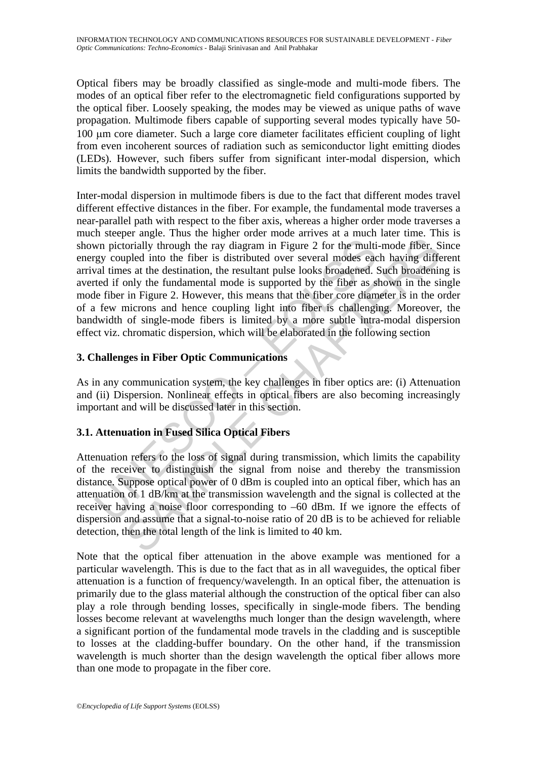Optical fibers may be broadly classified as single-mode and multi-mode fibers. The modes of an optical fiber refer to the electromagnetic field configurations supported by the optical fiber. Loosely speaking, the modes may be viewed as unique paths of wave propagation. Multimode fibers capable of supporting several modes typically have 50-100 μm core diameter. Such a large core diameter facilitates efficient coupling of light from even incoherent sources of radiation such as semiconductor light emitting diodes (LEDs). However, such fibers suffer from significant inter-modal dispersion, which limits the bandwidth supported by the fiber.

Inter-modal dispersion in multimode fibers is due to the fact that different modes travel different effective distances in the fiber. For example, the fundamental mode traverses a near-parallel path with respect to the fiber axis, whereas a higher order mode traverses a much steeper angle. Thus the higher order mode arrives at a much later time. This is shown pictorially through the ray diagram in Figure 2 for the multi-mode fiber. Since energy coupled into the fiber is distributed over several modes each having different arrival times at the destination, the resultant pulse looks broadened. Such broadening is averted if only the fundamental mode is supported by the fiber as shown in the single mode fiber in Figure 2. However, this means that the fiber core diameter is in the order of a few microns and hence coupling light into fiber is challenging. Moreover, the bandwidth of single-mode fibers is limited by a more subtle intra-modal dispersion effect viz. chromatic dispersion, which will be elaborated in the following section

## 3. Challenges in Fiber Optic Communications

As in any communication system, the key challenges in fiber optics are: (i) Attenuation and (ii) Dispersion. Nonlinear effects in optical fibers are also becoming increasingly important and will be discussed later in this section.

### 3.1. Attenuation in Fused Silica Optical Fibers

Attenuation refers to the loss of signal during transmission, which limits the capability of the receiver to distinguish the signal from noise and thereby the transmission distance. Suppose optical power of 0 dBm is coupled into an optical fiber, which has an attenuation of 1 dB/km at the transmission wavelength and the signal is collected at the receiver having a noise floor corresponding to –60 dBm. If we ignore the effects of dispersion and assume that a signal-to-noise ratio of 20 dB is to be achieved for reliable detection, then the total length of the link is limited to 40 km.

Note that the optical fiber attenuation in the above example was mentioned for a particular wavelength. This is due to the fact that as in all waveguides, the optical fiber attenuation is a function of frequency/wavelength. In an optical fiber, the attenuation is primarily due to the glass material although the construction of the optical fiber can also play a role through bending losses, specifically in single-mode fibers. The bending losses become relevant at wavelengths much longer than the design wavelength, where a significant portion of the fundamental mode travels in the cladding and is susceptible to losses at the cladding-buffer boundary. On the other hand, if the transmission wavelength is much shorter than the design wavelength the optical fiber allows more than one mode to propagate in the fiber core.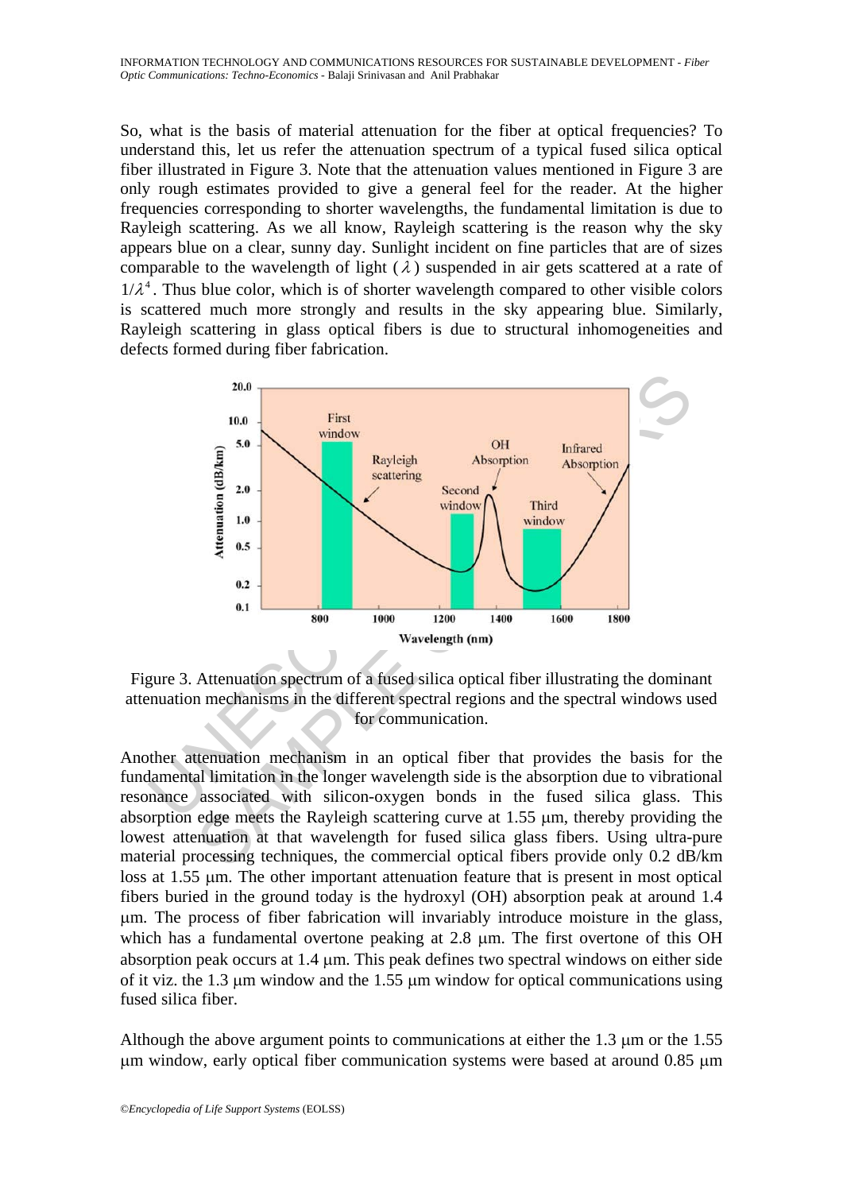So, what is the basis of material attenuation for the fiber at optical frequencies? To understand this, let us refer the attenuation spectrum of a typical fused silica optical fiber illustrated in Figure 3. Note that the attenuation values mentioned in Figure 3 are only rough estimates provided to give a general feel for the reader. At the higher frequencies corresponding to shorter wavelengths, the fundamental limitation is due to Rayleigh scattering. As we all know, Rayleigh scattering is the reason why the sky appears blue on a clear, sunny day. Sunlight incident on fine particles that are of sizes comparable to the wavelength of light ($\lambda$) suspended in air gets scattered at a rate of $1/\lambda^4$. Thus blue color, which is of shorter wavelength compared to other visible colors is scattered much more strongly and results in the sky appearing blue. Similarly, Rayleigh scattering in glass optical fibers is due to structural inhomogeneities and defects formed during fiber fabrication.

Figure 3. Attenuation spectrum of a fused silica optical fiber illustrating the dominant attenuation mechanisms in the different spectral regions and the spectral windows used for communication.

Another attenuation mechanism in an optical fiber that provides the basis for the fundamental limitation in the longer wavelength side is the absorption due to vibrational resonance associated with silicon-oxygen bonds in the fused silica glass. This absorption edge meets the Rayleigh scattering curve at 1.55 μm, thereby providing the lowest attenuation at that wavelength for fused silica glass fibers. Using ultra-pure material processing techniques, the commercial optical fibers provide only 0.2 dB/km loss at 1.55 μm. The other important attenuation feature that is present in most optical fibers buried in the ground today is the hydroxyl (OH) absorption peak at around 1.4 μm. The process of fiber fabrication will invariably introduce moisture in the glass, which has a fundamental overtone peaking at 2.8 μm. The first overtone of this OH absorption peak occurs at 1.4 μm. This peak defines two spectral windows on either side of it viz. the 1.3 μm window and the 1.55 μm window for optical communications using fused silica fiber.

Although the above argument points to communications at either the 1.3 μm or the 1.55 μm window, early optical fiber communication systems were based at around 0.85 μm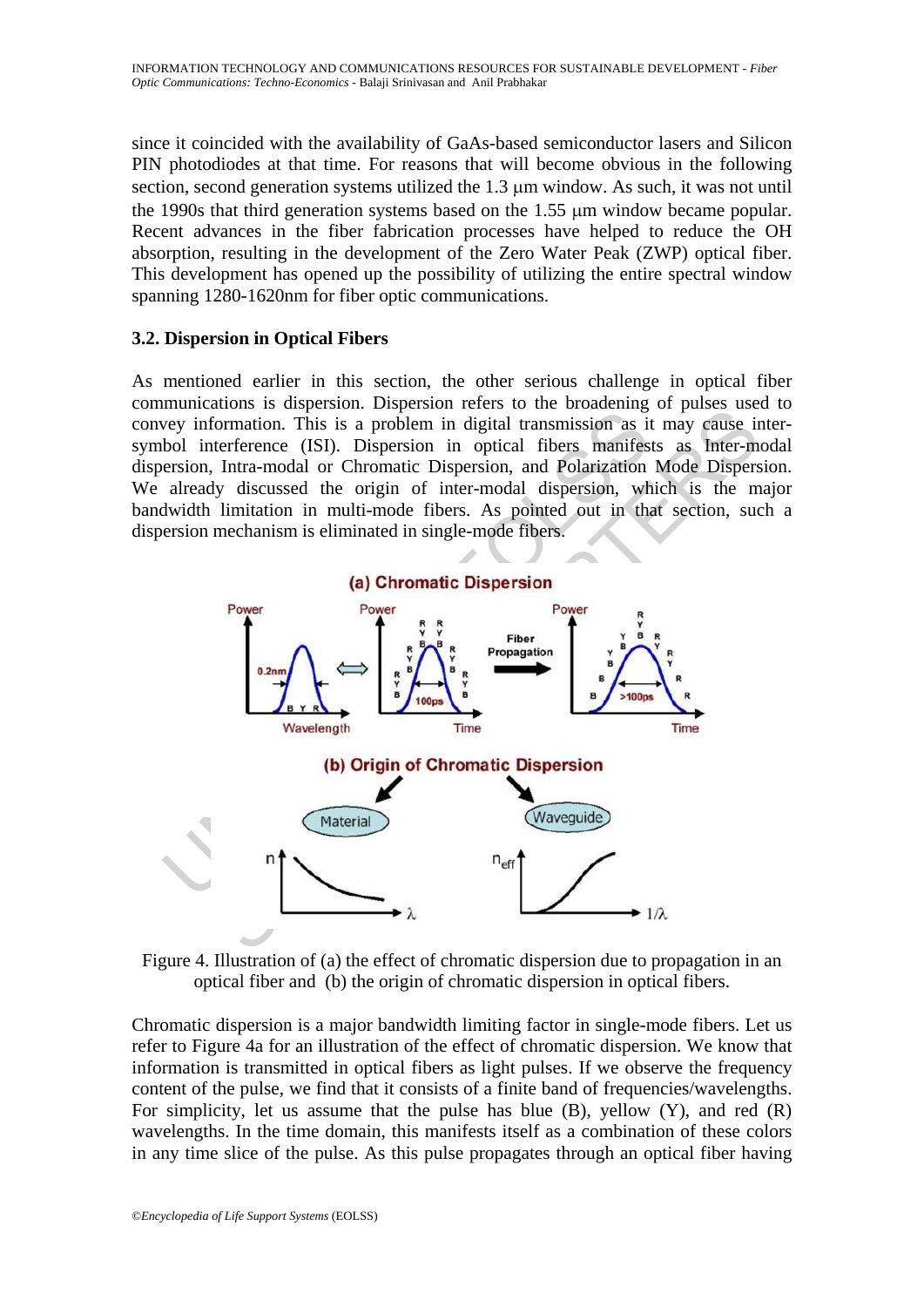since it coincided with the availability of GaAs-based semiconductor lasers and Silicon PIN photodiodes at that time. For reasons that will become obvious in the following section, second generation systems utilized the 1.3 μm window. As such, it was not until the 1990s that third generation systems based on the 1.55 μm window became popular. Recent advances in the fiber fabrication processes have helped to reduce the OH absorption, resulting in the development of the Zero Water Peak (ZWP) optical fiber. This development has opened up the possibility of utilizing the entire spectral window spanning 1280-1620nm for fiber optic communications.

### 3.2. Dispersion in Optical Fibers

As mentioned earlier in this section, the other serious challenge in optical fiber communications is dispersion. Dispersion refers to the broadening of pulses used to convey information. This is a problem in digital transmission as it may cause inter-symbol interference (ISI). Dispersion in optical fibers manifests as Inter-modal dispersion, Intra-modal or Chromatic Dispersion, and Polarization Mode Dispersion. We already discussed the origin of inter-modal dispersion, which is the major bandwidth limitation in multi-mode fibers. As pointed out in that section, such a dispersion mechanism is eliminated in single-mode fibers.

Figure 4. Illustration of (a) the effect of chromatic dispersion due to propagation in an optical fiber and (b) the origin of chromatic dispersion in optical fibers.

Chromatic dispersion is a major bandwidth limiting factor in single-mode fibers. Let us refer to Figure 4a for an illustration of the effect of chromatic dispersion. We know that information is transmitted in optical fibers as light pulses. If we observe the frequency content of the pulse, we find that it consists of a finite band of frequencies/wavelengths. For simplicity, let us assume that the pulse has blue (B), yellow (Y), and red (R) wavelengths. In the time domain, this manifests itself as a combination of these colors in any time slice of the pulse. As this pulse propagates through an optical fiber having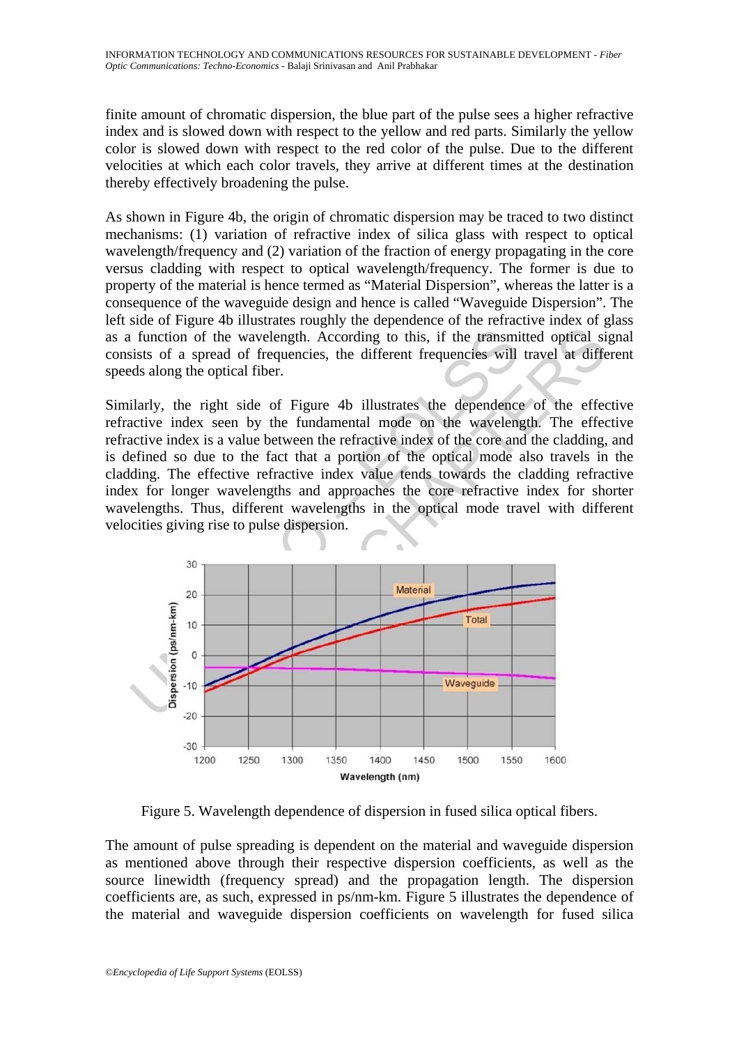finite amount of chromatic dispersion, the blue part of the pulse sees a higher refractive index and is slowed down with respect to the yellow and red parts. Similarly the yellow color is slowed down with respect to the red color of the pulse. Due to the different velocities at which each color travels, they arrive at different times at the destination thereby effectively broadening the pulse.

As shown in Figure 4b, the origin of chromatic dispersion may be traced to two distinct mechanisms: (1) variation of refractive index of silica glass with respect to optical wavelength/frequency and (2) variation of the fraction of energy propagating in the core versus cladding with respect to optical wavelength/frequency. The former is due to property of the material is hence termed as "Material Dispersion", whereas the latter is a consequence of the waveguide design and hence is called "Waveguide Dispersion". The left side of Figure 4b illustrates roughly the dependence of the refractive index of glass as a function of the wavelength. According to this, if the transmitted optical signal consists of a spread of frequencies, the different frequencies will travel at different speeds along the optical fiber.

Similarly, the right side of Figure 4b illustrates the dependence of the effective refractive index seen by the fundamental mode on the wavelength. The effective refractive index is a value between the refractive index of the core and the cladding, and is defined so due to the fact that a portion of the optical mode also travels in the cladding. The effective refractive index value tends towards the cladding refractive index for longer wavelengths and approaches the core refractive index for shorter wavelengths. Thus, different wavelengths in the optical mode travel with different velocities giving rise to pulse dispersion.

Figure 5. Wavelength dependence of dispersion in fused silica optical fibers.

The amount of pulse spreading is dependent on the material and waveguide dispersion as mentioned above through their respective dispersion coefficients, as well as the source linewidth (frequency spread) and the propagation length. The dispersion coefficients are, as such, expressed in ps/nm-km. Figure 5 illustrates the dependence of the material and waveguide dispersion coefficients on wavelength for fused silica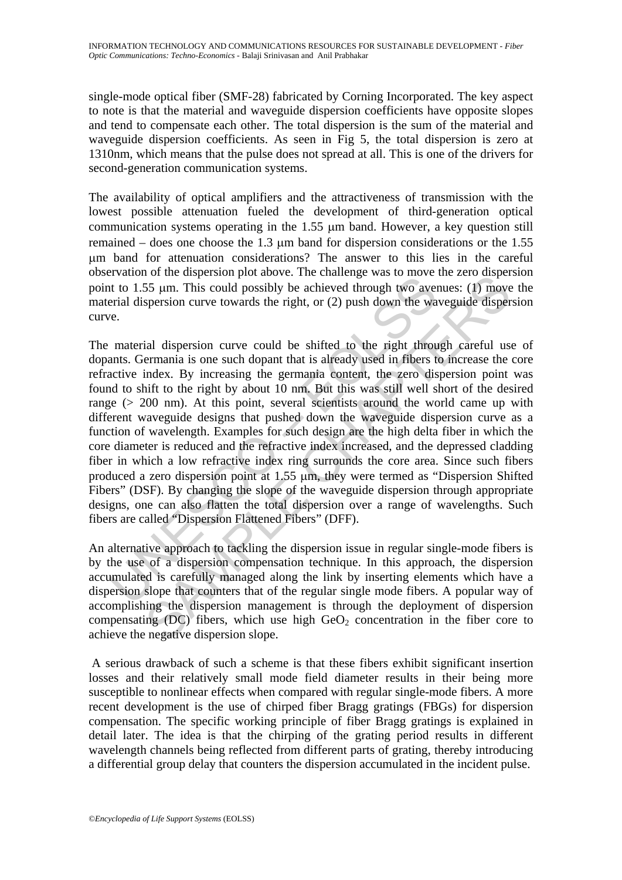single-mode optical fiber (SMF-28) fabricated by Corning Incorporated. The key aspect to note is that the material and waveguide dispersion coefficients have opposite slopes and tend to compensate each other. The total dispersion is the sum of the material and waveguide dispersion coefficients. As seen in Fig 5, the total dispersion is zero at 1310nm, which means that the pulse does not spread at all. This is one of the drivers for second-generation communication systems.

The availability of optical amplifiers and the attractiveness of transmission with the lowest possible attenuation fueled the development of third-generation optical communication systems operating in the 1.55 μm band. However, a key question still remained – does one choose the 1.3 μm band for dispersion considerations or the 1.55 μm band for attenuation considerations? The answer to this lies in the careful observation of the dispersion plot above. The challenge was to move the zero dispersion point to 1.55 μm. This could possibly be achieved through two avenues: (1) move the material dispersion curve towards the right, or (2) push down the waveguide dispersion curve.

The material dispersion curve could be shifted to the right through careful use of dopants. Germania is one such dopant that is already used in fibers to increase the core refractive index. By increasing the germania content, the zero dispersion point was found to shift to the right by about 10 nm. But this was still well short of the desired range (> 200 nm). At this point, several scientists around the world came up with different waveguide designs that pushed down the waveguide dispersion curve as a function of wavelength. Examples for such design are the high delta fiber in which the core diameter is reduced and the refractive index increased, and the depressed cladding fiber in which a low refractive index ring surrounds the core area. Since such fibers produced a zero dispersion point at 1.55 μm, they were termed as "Dispersion Shifted Fibers" (DSF). By changing the slope of the waveguide dispersion through appropriate designs, one can also flatten the total dispersion over a range of wavelengths. Such fibers are called "Dispersion Flattened Fibers" (DFF).

An alternative approach to tackling the dispersion issue in regular single-mode fibers is by the use of a dispersion compensation technique. In this approach, the dispersion accumulated is carefully managed along the link by inserting elements which have a dispersion slope that counters that of the regular single mode fibers. A popular way of accomplishing the dispersion management is through the deployment of dispersion compensating (DC) fibers, which use high $GeO_2$ concentration in the fiber core to achieve the negative dispersion slope.

A serious drawback of such a scheme is that these fibers exhibit significant insertion losses and their relatively small mode field diameter results in their being more susceptible to nonlinear effects when compared with regular single-mode fibers. A more recent development is the use of chirped fiber Bragg gratings (FBGs) for dispersion compensation. The specific working principle of fiber Bragg gratings is explained in detail later. The idea is that the chirping of the grating period results in different wavelength channels being reflected from different parts of grating, thereby introducing a differential group delay that counters the dispersion accumulated in the incident pulse.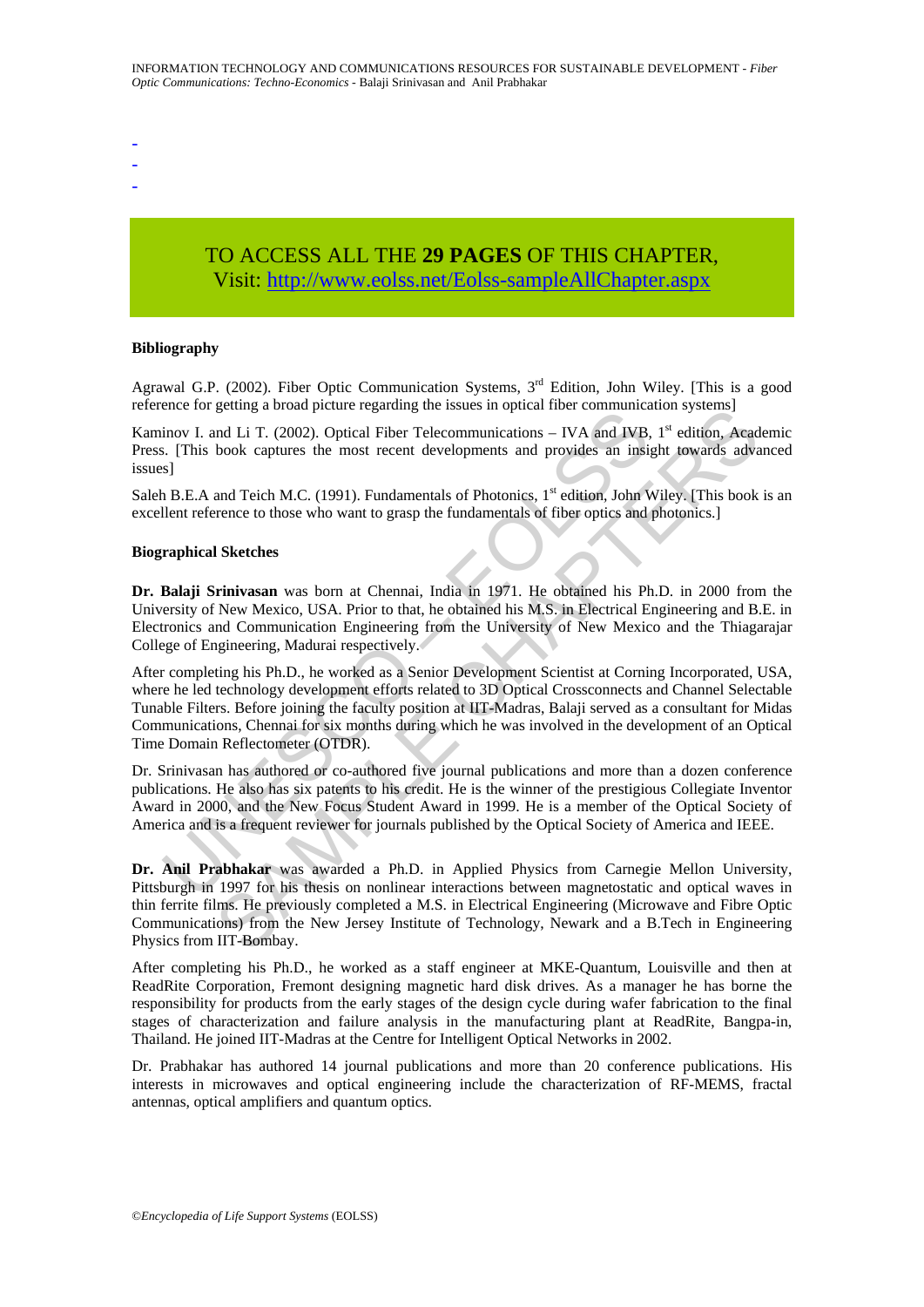-
-
-

TO ACCESS ALL THE **29 PAGES** OF THIS CHAPTER,
Visit: http://www.eolss.net/Eolss-sampleAllChapter.aspx

**Bibliography**

Agrawal G.P. (2002). Fiber Optic Communication Systems, 3rd Edition, John Wiley. [This is a good reference for getting a broad picture regarding the issues in optical fiber communication systems]

Kaminov I. and Li T. (2002). Optical Fiber Telecommunications – IVA and IVB, 1st edition, Academic Press. [This book captures the most recent developments and provides an insight towards advanced issues]

Saleh B.E.A and Teich M.C. (1991). Fundamentals of Photonics, 1st edition, John Wiley. [This book is an excellent reference to those who want to grasp the fundamentals of fiber optics and photonics.]

**Biographical Sketches**

**Dr. Balaji Srinivasan** was born at Chennai, India in 1971. He obtained his Ph.D. in 2000 from the University of New Mexico, USA. Prior to that, he obtained his M.S. in Electrical Engineering and B.E. in Electronics and Communication Engineering from the University of New Mexico and the Thiagarajar College of Engineering, Madurai respectively.

After completing his Ph.D., he worked as a Senior Development Scientist at Corning Incorporated, USA, where he led technology development efforts related to 3D Optical Crossconnects and Channel Selectable Tunable Filters. Before joining the faculty position at IIT-Madras, Balaji served as a consultant for Midas Communications, Chennai for six months during which he was involved in the development of an Optical Time Domain Reflectometer (OTDR).

Dr. Srinivasan has authored or co-authored five journal publications and more than a dozen conference publications. He also has six patents to his credit. He is the winner of the prestigious Collegiate Inventor Award in 2000, and the New Focus Student Award in 1999. He is a member of the Optical Society of America and is a frequent reviewer for journals published by the Optical Society of America and IEEE.

**Dr. Anil Prabhakar** was awarded a Ph.D. in Applied Physics from Carnegie Mellon University, Pittsburgh in 1997 for his thesis on nonlinear interactions between magnetostatic and optical waves in thin ferrite films. He previously completed a M.S. in Electrical Engineering (Microwave and Fibre Optic Communications) from the New Jersey Institute of Technology, Newark and a B.Tech in Engineering Physics from IIT-Bombay.

After completing his Ph.D., he worked as a staff engineer at MKE-Quantum, Louisville and then at ReadRite Corporation, Fremont designing magnetic hard disk drives. As a manager he has borne the responsibility for products from the early stages of the design cycle during wafer fabrication to the final stages of characterization and failure analysis in the manufacturing plant at ReadRite, Bangpa-in, Thailand. He joined IIT-Madras at the Centre for Intelligent Optical Networks in 2002.

Dr. Prabhakar has authored 14 journal publications and more than 20 conference publications. His interests in microwaves and optical engineering include the characterization of RF-MEMS, fractal antennas, optical amplifiers and quantum optics.